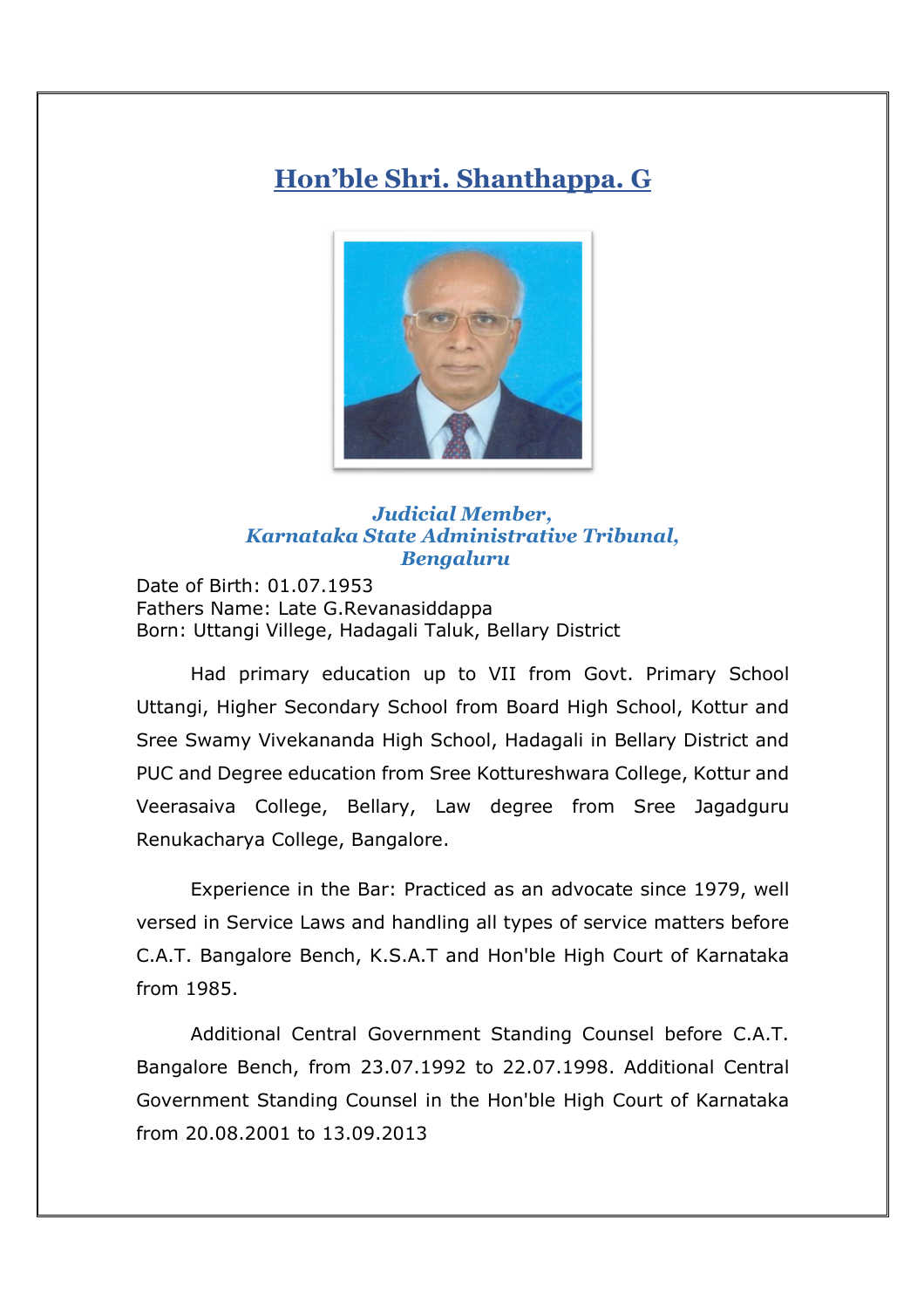# Hon'ble Shri. Shanthappa. G

***Judicial Member,***
***Karnataka State Administrative Tribunal,***
***Bengaluru***

Date of Birth: 01.07.1953
Fathers Name: Late G.Revanasiddappa
Born: Uttangi Villege, Hadagali Taluk, Bellary District

Had primary education up to VII from Govt. Primary School Uttangi, Higher Secondary School from Board High School, Kottur and Sree Swamy Vivekananda High School, Hadagali in Bellary District and PUC and Degree education from Sree Kottureshwara College, Kottur and Veerasaiva College, Bellary, Law degree from Sree Jagadguru Renukacharya College, Bangalore.

Experience in the Bar: Practiced as an advocate since 1979, well versed in Service Laws and handling all types of service matters before C.A.T. Bangalore Bench, K.S.A.T and Hon'ble High Court of Karnataka from 1985.

Additional Central Government Standing Counsel before C.A.T. Bangalore Bench, from 23.07.1992 to 22.07.1998. Additional Central Government Standing Counsel in the Hon'ble High Court of Karnataka from 20.08.2001 to 13.09.2013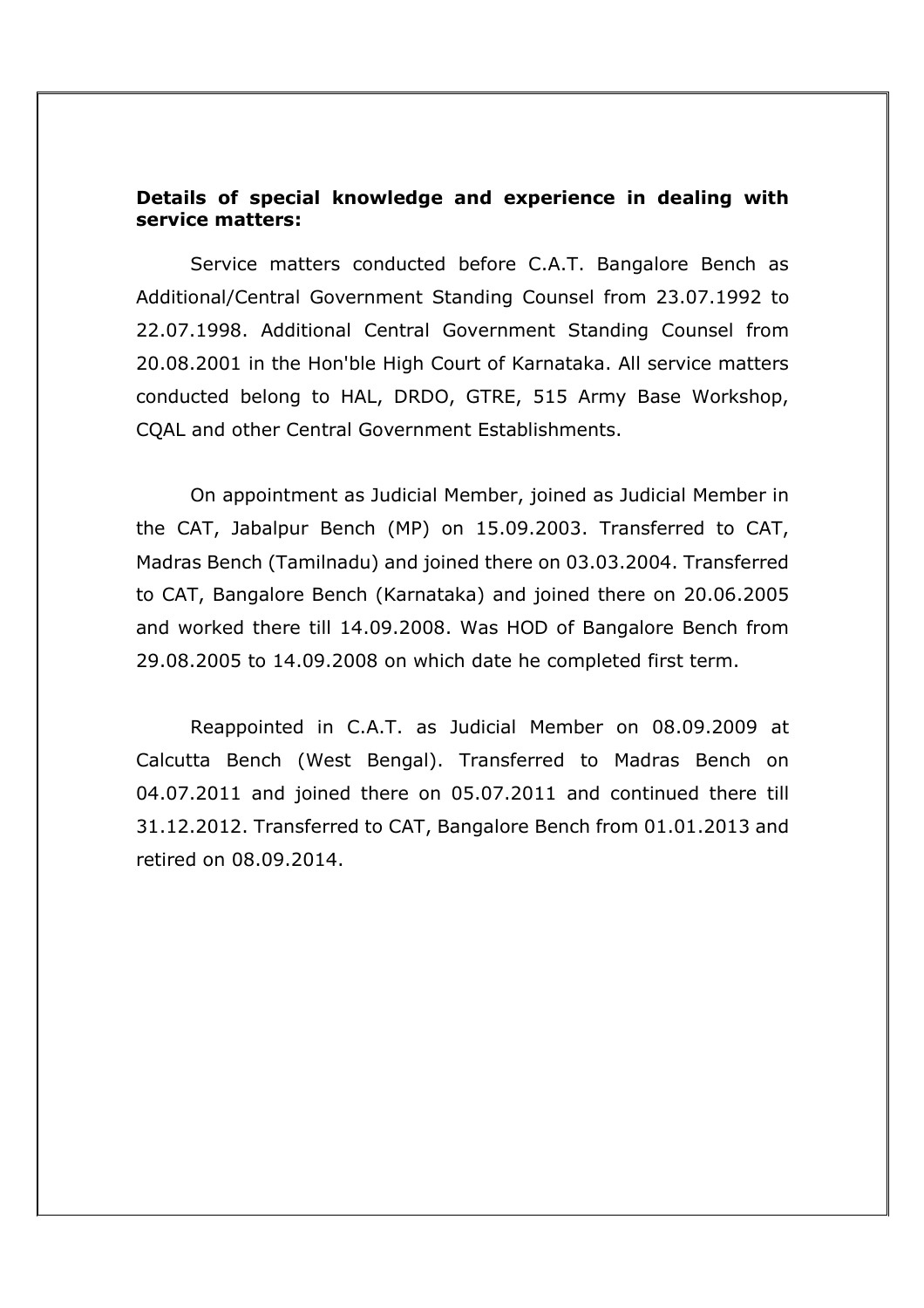**Details of special knowledge and experience in dealing with service matters:**

Service matters conducted before C.A.T. Bangalore Bench as Additional/Central Government Standing Counsel from 23.07.1992 to 22.07.1998. Additional Central Government Standing Counsel from 20.08.2001 in the Hon'ble High Court of Karnataka. All service matters conducted belong to HAL, DRDO, GTRE, 515 Army Base Workshop, CQAL and other Central Government Establishments.

On appointment as Judicial Member, joined as Judicial Member in the CAT, Jabalpur Bench (MP) on 15.09.2003. Transferred to CAT, Madras Bench (Tamilnadu) and joined there on 03.03.2004. Transferred to CAT, Bangalore Bench (Karnataka) and joined there on 20.06.2005 and worked there till 14.09.2008. Was HOD of Bangalore Bench from 29.08.2005 to 14.09.2008 on which date he completed first term.

Reappointed in C.A.T. as Judicial Member on 08.09.2009 at Calcutta Bench (West Bengal). Transferred to Madras Bench on 04.07.2011 and joined there on 05.07.2011 and continued there till 31.12.2012. Transferred to CAT, Bangalore Bench from 01.01.2013 and retired on 08.09.2014.